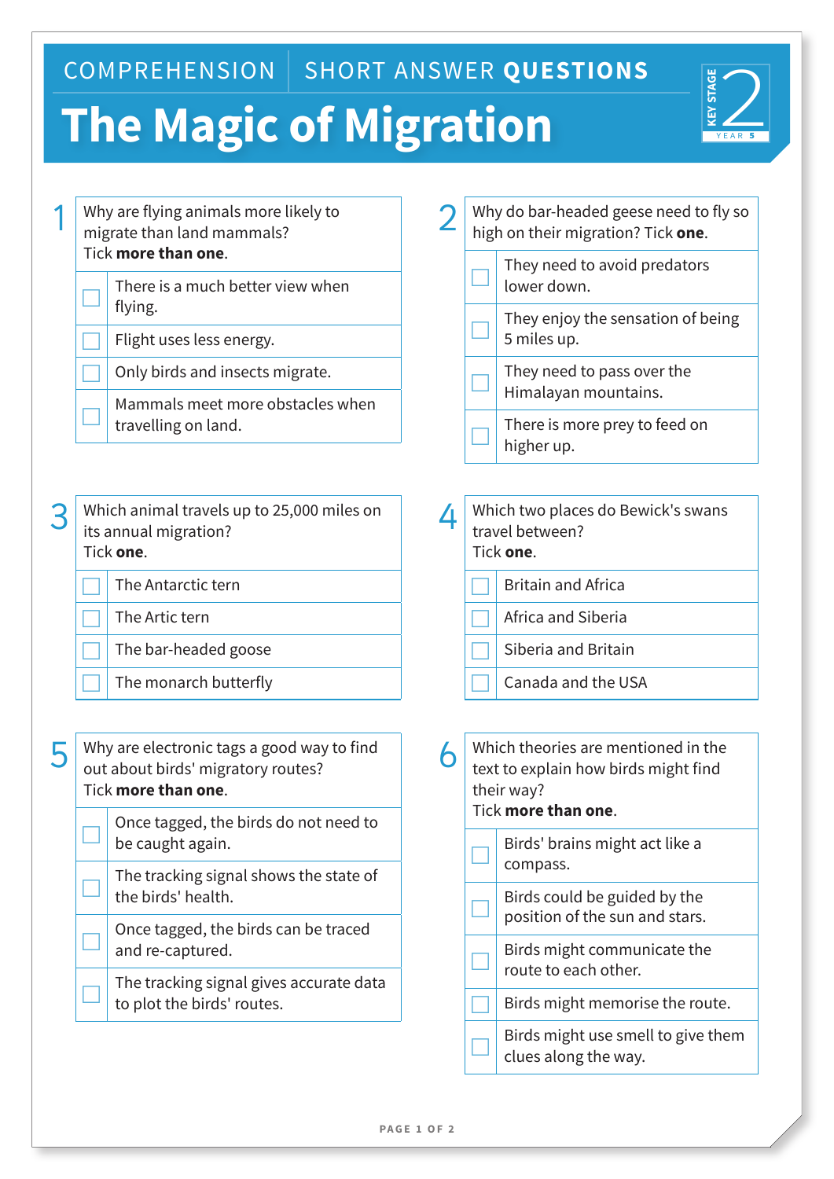COMPREHENSION | SHORT ANSWER **QUESTIONS**

# The Magic of Migration

KEY STAGE 2 — YEAR 5

**1** Why are flying animals more likely to migrate than land mammals?
Tick **more than one**.

- ☐ There is a much better view when flying.
- ☐ Flight uses less energy.
- ☐ Only birds and insects migrate.
- ☐ Mammals meet more obstacles when travelling on land.

**2** Why do bar-headed geese need to fly so high on their migration? Tick **one**.

- ☐ They need to avoid predators lower down.
- ☐ They enjoy the sensation of being 5 miles up.
- ☐ They need to pass over the Himalayan mountains.
- ☐ There is more prey to feed on higher up.

**3** Which animal travels up to 25,000 miles on its annual migration?
Tick **one**.

- ☐ The Antarctic tern
- ☐ The Artic tern
- ☐ The bar-headed goose
- ☐ The monarch butterfly

**4** Which two places do Bewick's swans travel between?
Tick **one**.

- ☐ Britain and Africa
- ☐ Africa and Siberia
- ☐ Siberia and Britain
- ☐ Canada and the USA

**5** Why are electronic tags a good way to find out about birds' migratory routes?
Tick **more than one**.

- ☐ Once tagged, the birds do not need to be caught again.
- ☐ The tracking signal shows the state of the birds' health.
- ☐ Once tagged, the birds can be traced and re-captured.
- ☐ The tracking signal gives accurate data to plot the birds' routes.

**6** Which theories are mentioned in the text to explain how birds might find their way?
Tick **more than one**.

- ☐ Birds' brains might act like a compass.
- ☐ Birds could be guided by the position of the sun and stars.
- ☐ Birds might communicate the route to each other.
- ☐ Birds might memorise the route.
- ☐ Birds might use smell to give them clues along the way.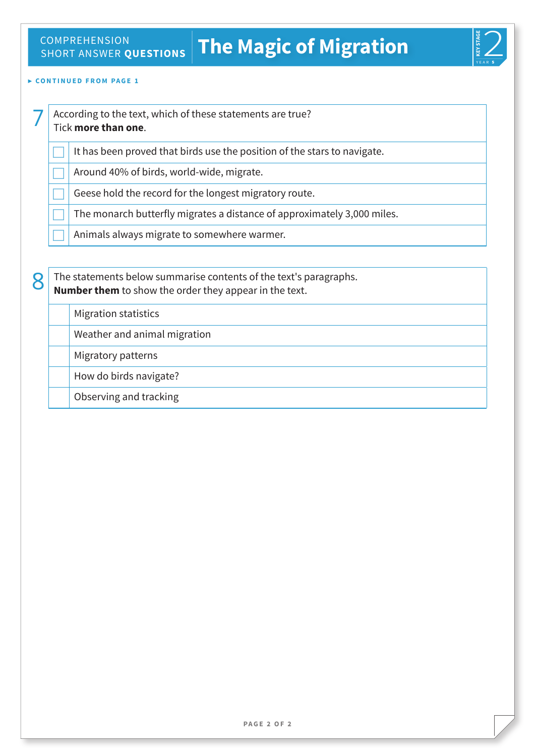# COMPREHENSION SHORT ANSWER **QUESTIONS** — The Magic of Migration

KEY STAGE 2 YEAR 5

▸ **CONTINUED FROM PAGE 1**

**7** According to the text, which of these statements are true?
Tick **more than one**.

- ☐ It has been proved that birds use the position of the stars to navigate.
- ☐ Around 40% of birds, world-wide, migrate.
- ☐ Geese hold the record for the longest migratory route.
- ☐ The monarch butterfly migrates a distance of approximately 3,000 miles.
- ☐ Animals always migrate to somewhere warmer.

**8** The statements below summarise contents of the text's paragraphs.
**Number them** to show the order they appear in the text.

| | |
|---|---|
| | Migration statistics |
| | Weather and animal migration |
| | Migratory patterns |
| | How do birds navigate? |
| | Observing and tracking |